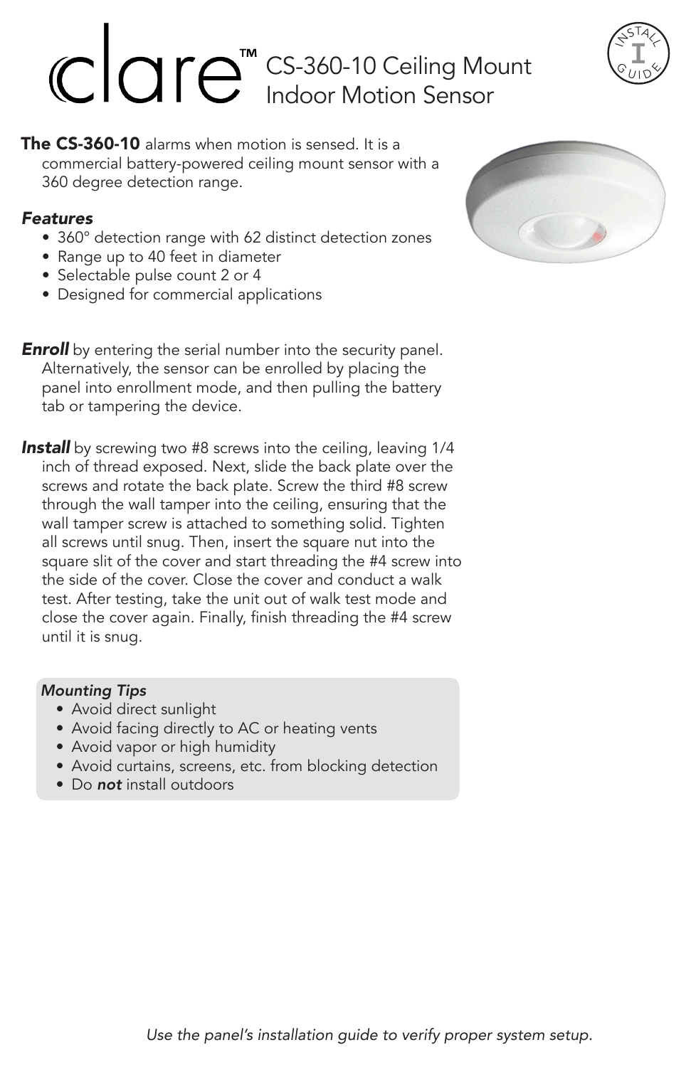# clare™ CS-360-10 Ceiling Mount Indoor Motion Sensor

**The CS-360-10** alarms when motion is sensed. It is a commercial battery-powered ceiling mount sensor with a 360 degree detection range.

### *Features*

- 360° detection range with 62 distinct detection zones
- Range up to 40 feet in diameter
- Selectable pulse count 2 or 4
- Designed for commercial applications

***Enroll*** by entering the serial number into the security panel. Alternatively, the sensor can be enrolled by placing the panel into enrollment mode, and then pulling the battery tab or tampering the device.

***Install*** by screwing two #8 screws into the ceiling, leaving 1/4 inch of thread exposed. Next, slide the back plate over the screws and rotate the back plate. Screw the third #8 screw through the wall tamper into the ceiling, ensuring that the wall tamper screw is attached to something solid. Tighten all screws until snug. Then, insert the square nut into the square slit of the cover and start threading the #4 screw into the side of the cover. Close the cover and conduct a walk test. After testing, take the unit out of walk test mode and close the cover again. Finally, finish threading the #4 screw until it is snug.

*Mounting Tips*

- Avoid direct sunlight
- Avoid facing directly to AC or heating vents
- Avoid vapor or high humidity
- Avoid curtains, screens, etc. from blocking detection
- Do ***not*** install outdoors

*Use the panel's installation guide to verify proper system setup.*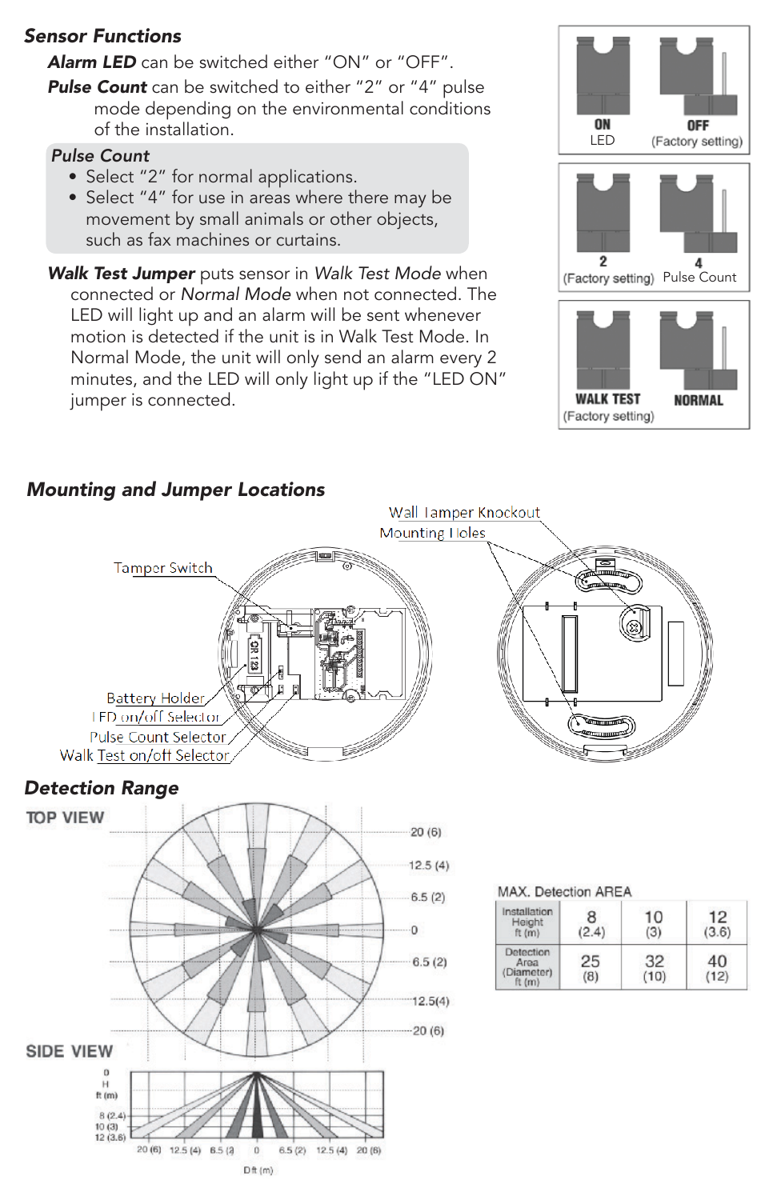## Sensor Functions

***Alarm LED*** can be switched either "ON" or "OFF".

***Pulse Count*** can be switched to either "2" or "4" pulse mode depending on the environmental conditions of the installation.

### *Pulse Count*

- Select "2" for normal applications.
- Select "4" for use in areas where there may be movement by small animals or other objects, such as fax machines or curtains.

***Walk Test Jumper*** puts sensor in *Walk Test Mode* when connected or *Normal Mode* when not connected. The LED will light up and an alarm will be sent whenever motion is detected if the unit is in Walk Test Mode. In Normal Mode, the unit will only send an alarm every 2 minutes, and the LED will only light up if the "LED ON" jumper is connected.

ON LED | OFF (Factory setting)

2 (Factory setting) | 4 Pulse Count

WALK TEST (Factory setting) | NORMAL

## Mounting and Jumper Locations

Wall Tamper Knockout
Mounting Holes
Tamper Switch
Battery Holder
LED on/off Selector
Pulse Count Selector
Walk Test on/off Selector

## Detection Range

TOP VIEW

20 (6)
12.5 (4)
6.5 (2)
0
6.5 (2)
12.5(4)
20 (6)

SIDE VIEW

D H ft (m)
8 (2.4)
10 (3)
12 (3.6)

20 (6) 12.5 (4) 6.5 (2) 0 6.5 (2) 12.5 (4) 20 (6)
Dft (m)

MAX. Detection AREA

| Installation Height ft (m) | 8 (2.4) | 10 (3) | 12 (3.6) |
|---|---|---|---|
| Detection Area (Diameter) ft (m) | 25 (8) | 32 (10) | 40 (12) |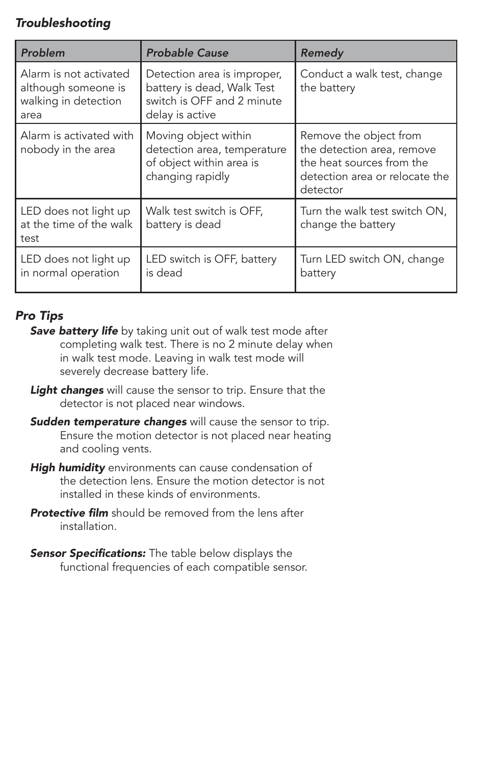### *Troubleshooting*

| *Problem* | *Probable Cause* | *Remedy* |
|---|---|---|
| Alarm is not activated although someone is walking in detection area | Detection area is improper, battery is dead, Walk Test switch is OFF and 2 minute delay is active | Conduct a walk test, change the battery |
| Alarm is activated with nobody in the area | Moving object within detection area, temperature of object within area is changing rapidly | Remove the object from the detection area, remove the heat sources from the detection area or relocate the detector |
| LED does not light up at the time of the walk test | Walk test switch is OFF, battery is dead | Turn the walk test switch ON, change the battery |
| LED does not light up in normal operation | LED switch is OFF, battery is dead | Turn LED switch ON, change battery |

### *Pro Tips*

***Save battery life*** by taking unit out of walk test mode after completing walk test. There is no 2 minute delay when in walk test mode. Leaving in walk test mode will severely decrease battery life.

***Light changes*** will cause the sensor to trip. Ensure that the detector is not placed near windows.

***Sudden temperature changes*** will cause the sensor to trip. Ensure the motion detector is not placed near heating and cooling vents.

***High humidity*** environments can cause condensation of the detection lens. Ensure the motion detector is not installed in these kinds of environments.

***Protective film*** should be removed from the lens after installation.

***Sensor Specifications:*** The table below displays the functional frequencies of each compatible sensor.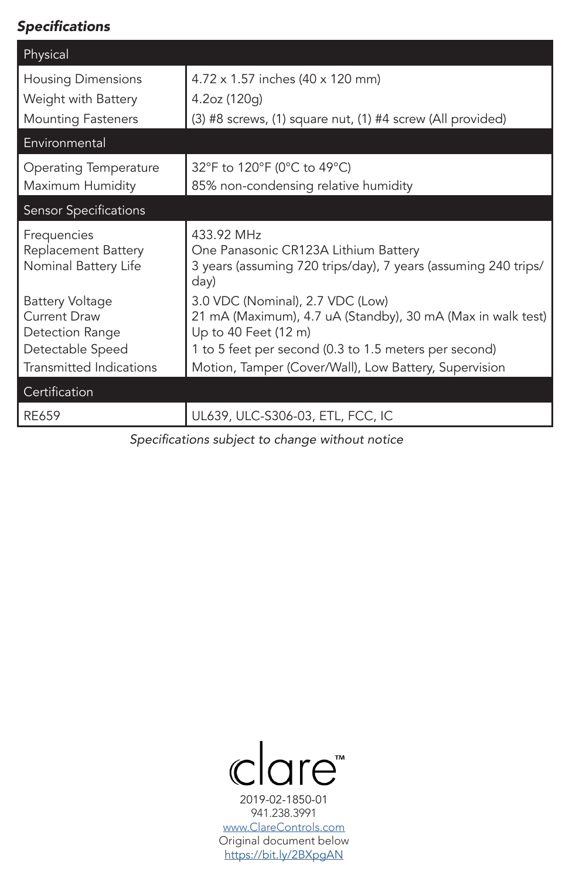## *Specifications*

| | |
|---|---|
| **Physical** | |
| Housing Dimensions | 4.72 x 1.57 inches (40 x 120 mm) |
| Weight with Battery | 4.2oz (120g) |
| Mounting Fasteners | (3) #8 screws, (1) square nut, (1) #4 screw (All provided) |
| **Environmental** | |
| Operating Temperature | 32°F to 120°F (0°C to 49°C) |
| Maximum Humidity | 85% non-condensing relative humidity |
| **Sensor Specifications** | |
| Frequencies | 433.92 MHz |
| Replacement Battery | One Panasonic CR123A Lithium Battery |
| Nominal Battery Life | 3 years (assuming 720 trips/day), 7 years (assuming 240 trips/day) |
| Battery Voltage | 3.0 VDC (Nominal), 2.7 VDC (Low) |
| Current Draw | 21 mA (Maximum), 4.7 uA (Standby), 30 mA (Max in walk test) |
| Detection Range | Up to 40 Feet (12 m) |
| Detectable Speed | 1 to 5 feet per second (0.3 to 1.5 meters per second) |
| Transmitted Indications | Motion, Tamper (Cover/Wall), Low Battery, Supervision |
| **Certification** | |
| RE659 | UL639, ULC-S306-03, ETL, FCC, IC |

*Specifications subject to change without notice*

clare™

2019-02-1850-01
941.238.3991
www.ClareControls.com
Original document below
https://bit.ly/2BXpgAN